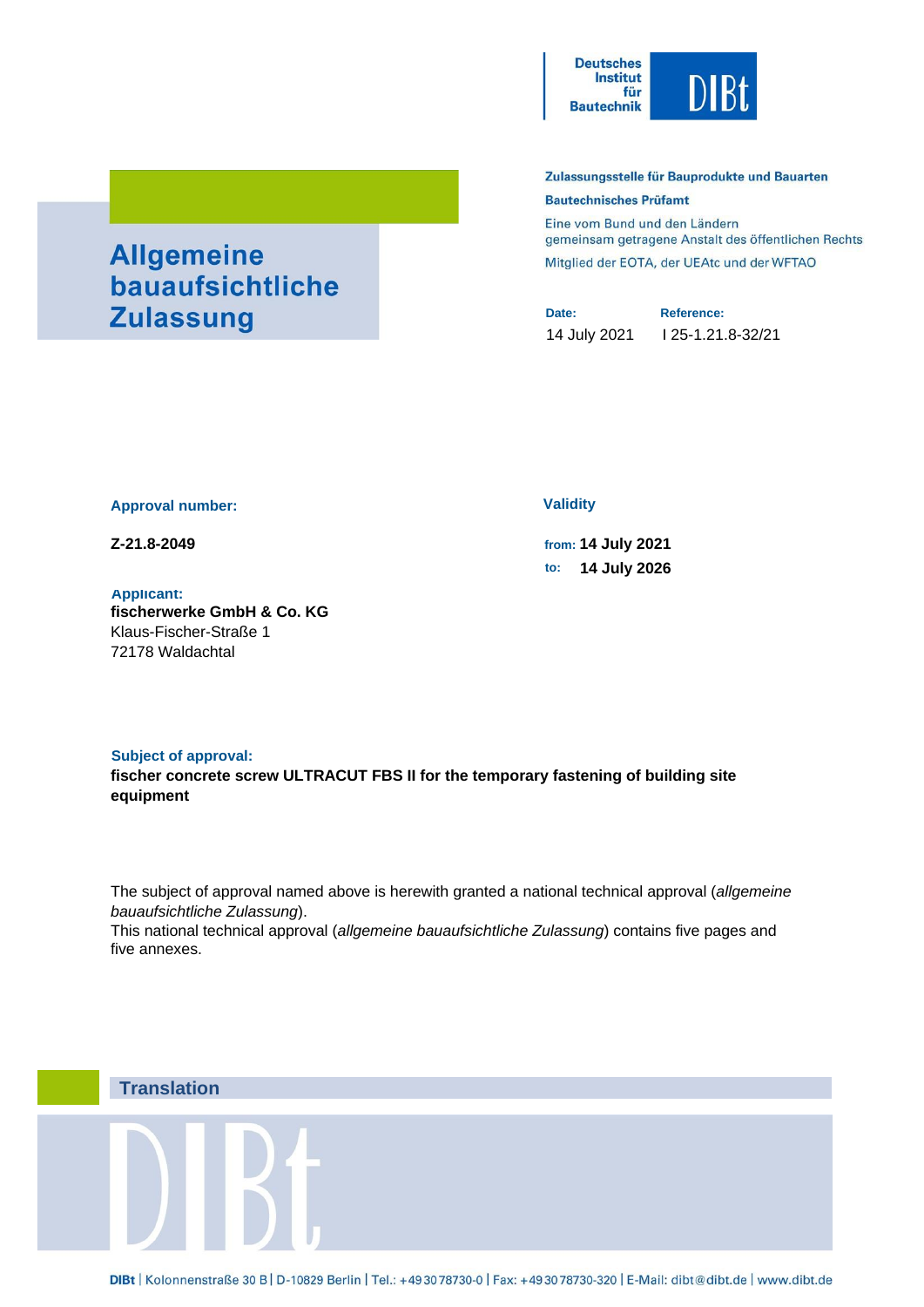Deutsches Institut für Bautechnik

DIBt

# Allgemeine bauaufsichtliche Zulassung

**Zulassungsstelle für Bauprodukte und Bauarten**

**Bautechnisches Prüfamt**

Eine vom Bund und den Ländern gemeinsam getragene Anstalt des öffentlichen Rechts

Mitglied der EOTA, der UEAtc und der WFTAO

| Date: | Reference: |
| --- | --- |
| 14 July 2021 | I 25-1.21.8-32/21 |

**Approval number:**

**Z-21.8-2049**

**Validity**

from: **14 July 2021**

to: **14 July 2026**

**Applicant:**

**fischerwerke GmbH & Co. KG**
Klaus-Fischer-Straße 1
72178 Waldachtal

**Subject of approval:**

**fischer concrete screw ULTRACUT FBS II for the temporary fastening of building site equipment**

The subject of approval named above is herewith granted a national technical approval (*allgemeine bauaufsichtliche Zulassung*).
This national technical approval (*allgemeine bauaufsichtliche Zulassung*) contains five pages and five annexes.

**Translation**

DIBt | Kolonnenstraße 30 B | D-10829 Berlin | Tel.: +49 30 78730-0 | Fax: +49 30 78730-320 | E-Mail: dibt@dibt.de | www.dibt.de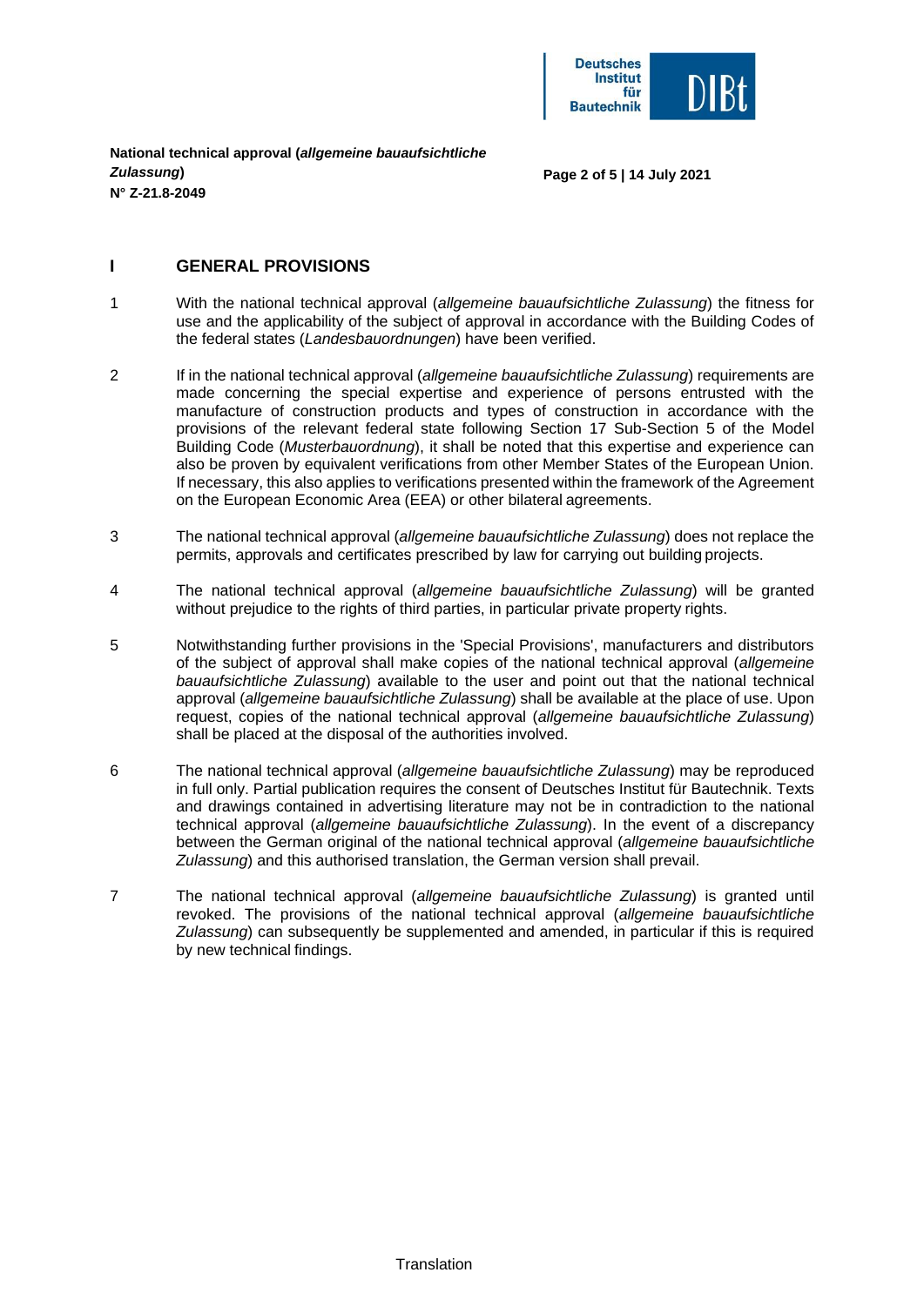## I GENERAL PROVISIONS

1 With the national technical approval (*allgemeine bauaufsichtliche Zulassung*) the fitness for use and the applicability of the subject of approval in accordance with the Building Codes of the federal states (*Landesbauordnungen*) have been verified.

2 If in the national technical approval (*allgemeine bauaufsichtliche Zulassung*) requirements are made concerning the special expertise and experience of persons entrusted with the manufacture of construction products and types of construction in accordance with the provisions of the relevant federal state following Section 17 Sub-Section 5 of the Model Building Code (*Musterbauordnung*), it shall be noted that this expertise and experience can also be proven by equivalent verifications from other Member States of the European Union. If necessary, this also applies to verifications presented within the framework of the Agreement on the European Economic Area (EEA) or other bilateral agreements.

3 The national technical approval (*allgemeine bauaufsichtliche Zulassung*) does not replace the permits, approvals and certificates prescribed by law for carrying out building projects.

4 The national technical approval (*allgemeine bauaufsichtliche Zulassung*) will be granted without prejudice to the rights of third parties, in particular private property rights.

5 Notwithstanding further provisions in the 'Special Provisions', manufacturers and distributors of the subject of approval shall make copies of the national technical approval (*allgemeine bauaufsichtliche Zulassung*) available to the user and point out that the national technical approval (*allgemeine bauaufsichtliche Zulassung*) shall be available at the place of use. Upon request, copies of the national technical approval (*allgemeine bauaufsichtliche Zulassung*) shall be placed at the disposal of the authorities involved.

6 The national technical approval (*allgemeine bauaufsichtliche Zulassung*) may be reproduced in full only. Partial publication requires the consent of Deutsches Institut für Bautechnik. Texts and drawings contained in advertising literature may not be in contradiction to the national technical approval (*allgemeine bauaufsichtliche Zulassung*). In the event of a discrepancy between the German original of the national technical approval (*allgemeine bauaufsichtliche Zulassung*) and this authorised translation, the German version shall prevail.

7 The national technical approval (*allgemeine bauaufsichtliche Zulassung*) is granted until revoked. The provisions of the national technical approval (*allgemeine bauaufsichtliche Zulassung*) can subsequently be supplemented and amended, in particular if this is required by new technical findings.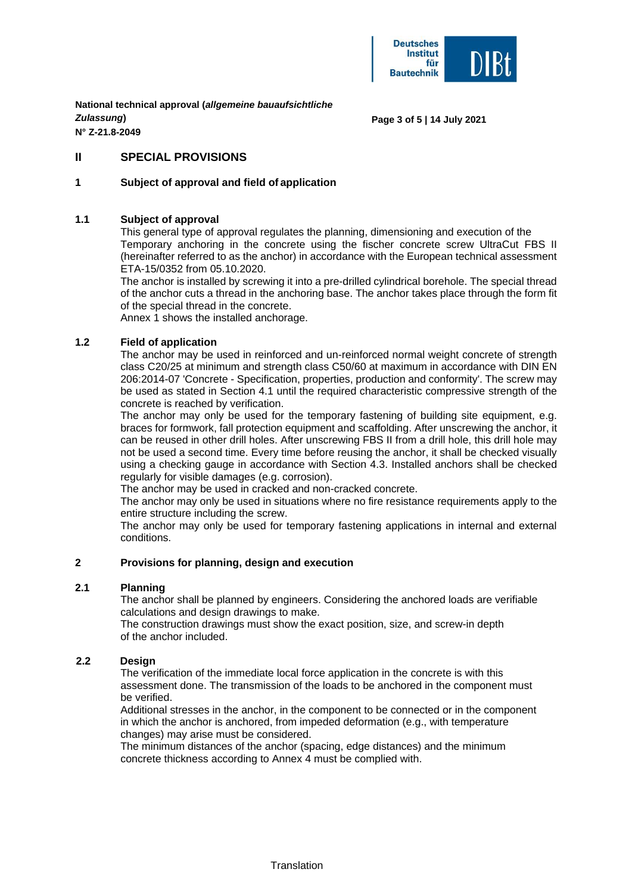**National technical approval (*allgemeine bauaufsichtliche Zulassung*)**
**N° Z-21.8-2049**

## II SPECIAL PROVISIONS

### 1 Subject of approval and field of application

#### 1.1 Subject of approval

This general type of approval regulates the planning, dimensioning and execution of the Temporary anchoring in the concrete using the fischer concrete screw UltraCut FBS II (hereinafter referred to as the anchor) in accordance with the European technical assessment ETA-15/0352 from 05.10.2020.

The anchor is installed by screwing it into a pre-drilled cylindrical borehole. The special thread of the anchor cuts a thread in the anchoring base. The anchor takes place through the form fit of the special thread in the concrete.

Annex 1 shows the installed anchorage.

#### 1.2 Field of application

The anchor may be used in reinforced and un-reinforced normal weight concrete of strength class C20/25 at minimum and strength class C50/60 at maximum in accordance with DIN EN 206:2014-07 'Concrete - Specification, properties, production and conformity'. The screw may be used as stated in Section 4.1 until the required characteristic compressive strength of the concrete is reached by verification.

The anchor may only be used for the temporary fastening of building site equipment, e.g. braces for formwork, fall protection equipment and scaffolding. After unscrewing the anchor, it can be reused in other drill holes. After unscrewing FBS II from a drill hole, this drill hole may not be used a second time. Every time before reusing the anchor, it shall be checked visually using a checking gauge in accordance with Section 4.3. Installed anchors shall be checked regularly for visible damages (e.g. corrosion).

The anchor may be used in cracked and non-cracked concrete.

The anchor may only be used in situations where no fire resistance requirements apply to the entire structure including the screw.

The anchor may only be used for temporary fastening applications in internal and external conditions.

### 2 Provisions for planning, design and execution

#### 2.1 Planning

The anchor shall be planned by engineers. Considering the anchored loads are verifiable calculations and design drawings to make.

The construction drawings must show the exact position, size, and screw-in depth of the anchor included.

#### 2.2 Design

The verification of the immediate local force application in the concrete is with this assessment done. The transmission of the loads to be anchored in the component must be verified.

Additional stresses in the anchor, in the component to be connected or in the component in which the anchor is anchored, from impeded deformation (e.g., with temperature changes) may arise must be considered.

The minimum distances of the anchor (spacing, edge distances) and the minimum concrete thickness according to Annex 4 must be complied with.

Translation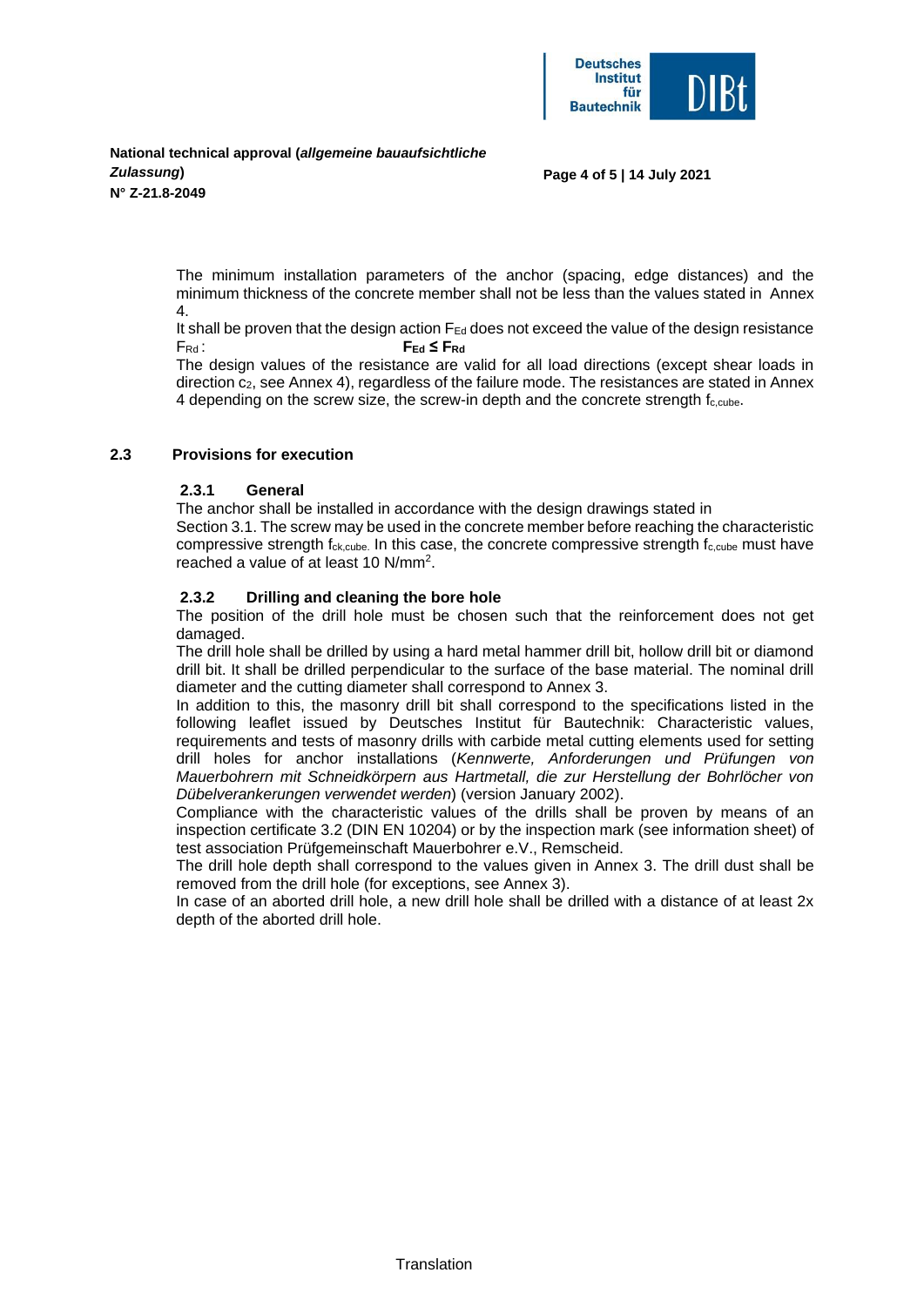The minimum installation parameters of the anchor (spacing, edge distances) and the minimum thickness of the concrete member shall not be less than the values stated in Annex 4.

It shall be proven that the design action $F_{Ed}$ does not exceed the value of the design resistance $F_{Rd}$ : $\mathbf{F_{Ed} \leq F_{Rd}}$

The design values of the resistance are valid for all load directions (except shear loads in direction $c_2$, see Annex 4), regardless of the failure mode. The resistances are stated in Annex 4 depending on the screw size, the screw-in depth and the concrete strength $f_{c,cube}$.

## 2.3 Provisions for execution

### 2.3.1 General

The anchor shall be installed in accordance with the design drawings stated in Section 3.1. The screw may be used in the concrete member before reaching the characteristic compressive strength $f_{ck,cube}$. In this case, the concrete compressive strength $f_{c,cube}$ must have reached a value of at least 10 N/mm$^2$.

### 2.3.2 Drilling and cleaning the bore hole

The position of the drill hole must be chosen such that the reinforcement does not get damaged.

The drill hole shall be drilled by using a hard metal hammer drill bit, hollow drill bit or diamond drill bit. It shall be drilled perpendicular to the surface of the base material. The nominal drill diameter and the cutting diameter shall correspond to Annex 3.

In addition to this, the masonry drill bit shall correspond to the specifications listed in the following leaflet issued by Deutsches Institut für Bautechnik: Characteristic values, requirements and tests of masonry drills with carbide metal cutting elements used for setting drill holes for anchor installations (*Kennwerte, Anforderungen und Prüfungen von Mauerbohrern mit Schneidkörpern aus Hartmetall, die zur Herstellung der Bohrlöcher von Dübelverankerungen verwendet werden*) (version January 2002).

Compliance with the characteristic values of the drills shall be proven by means of an inspection certificate 3.2 (DIN EN 10204) or by the inspection mark (see information sheet) of test association Prüfgemeinschaft Mauerbohrer e.V., Remscheid.

The drill hole depth shall correspond to the values given in Annex 3. The drill dust shall be removed from the drill hole (for exceptions, see Annex 3).

In case of an aborted drill hole, a new drill hole shall be drilled with a distance of at least 2x depth of the aborted drill hole.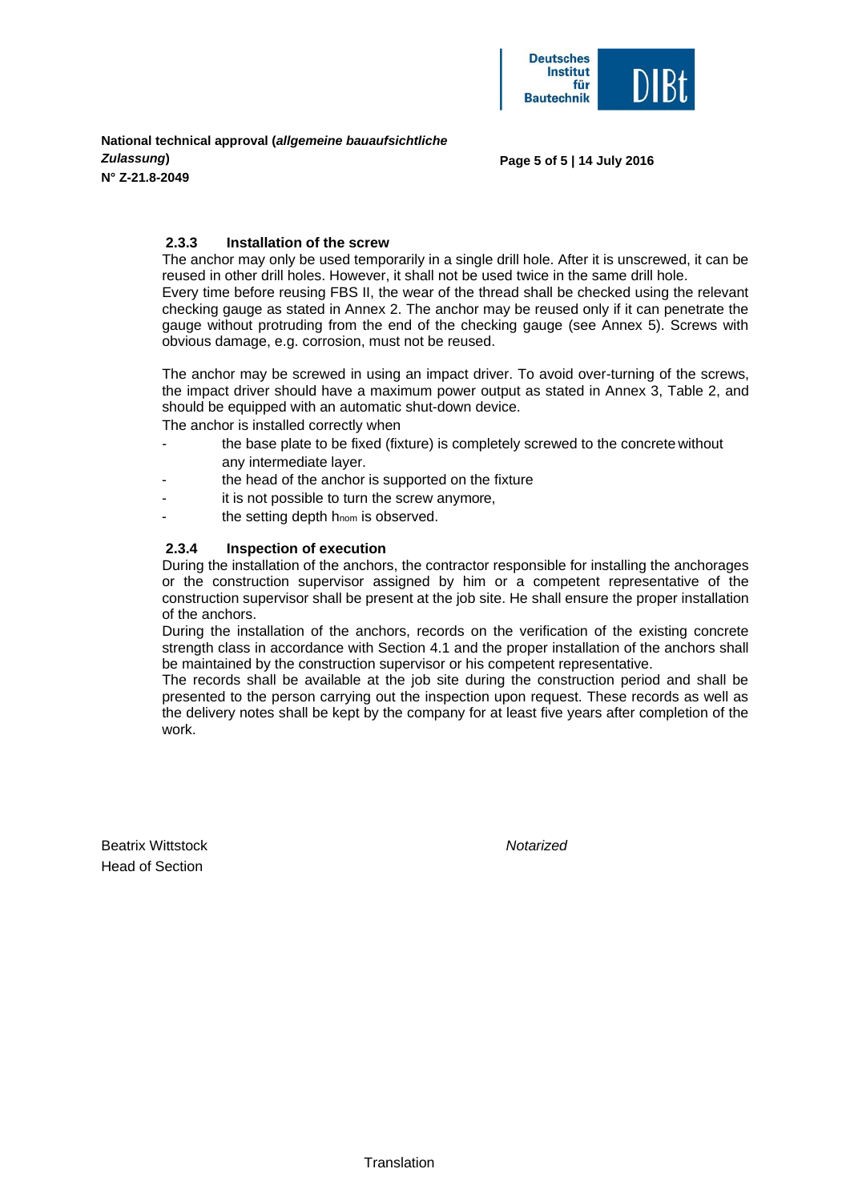### 2.3.3 Installation of the screw

The anchor may only be used temporarily in a single drill hole. After it is unscrewed, it can be reused in other drill holes. However, it shall not be used twice in the same drill hole.
Every time before reusing FBS II, the wear of the thread shall be checked using the relevant checking gauge as stated in Annex 2. The anchor may be reused only if it can penetrate the gauge without protruding from the end of the checking gauge (see Annex 5). Screws with obvious damage, e.g. corrosion, must not be reused.

The anchor may be screwed in using an impact driver. To avoid over-turning of the screws, the impact driver should have a maximum power output as stated in Annex 3, Table 2, and should be equipped with an automatic shut-down device.
The anchor is installed correctly when

- the base plate to be fixed (fixture) is completely screwed to the concrete without any intermediate layer.
- the head of the anchor is supported on the fixture
- it is not possible to turn the screw anymore,
- the setting depth $h_{nom}$ is observed.

### 2.3.4 Inspection of execution

During the installation of the anchors, the contractor responsible for installing the anchorages or the construction supervisor assigned by him or a competent representative of the construction supervisor shall be present at the job site. He shall ensure the proper installation of the anchors.
During the installation of the anchors, records on the verification of the existing concrete strength class in accordance with Section 4.1 and the proper installation of the anchors shall be maintained by the construction supervisor or his competent representative.
The records shall be available at the job site during the construction period and shall be presented to the person carrying out the inspection upon request. These records as well as the delivery notes shall be kept by the company for at least five years after completion of the work.

Beatrix Wittstock
Head of Section

*Notarized*

Translation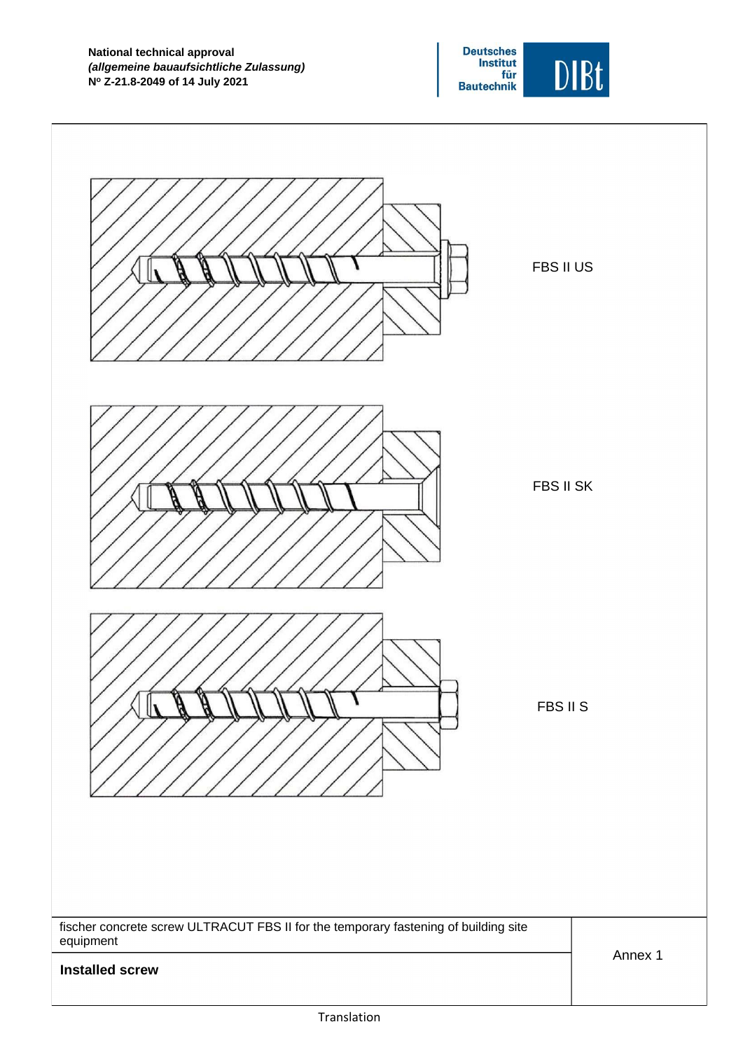FBS II US

FBS II SK

FBS II S

| fischer concrete screw ULTRACUT FBS II for the temporary fastening of building site equipment | Annex 1 |
| --- | --- |
| **Installed screw** | |

Translation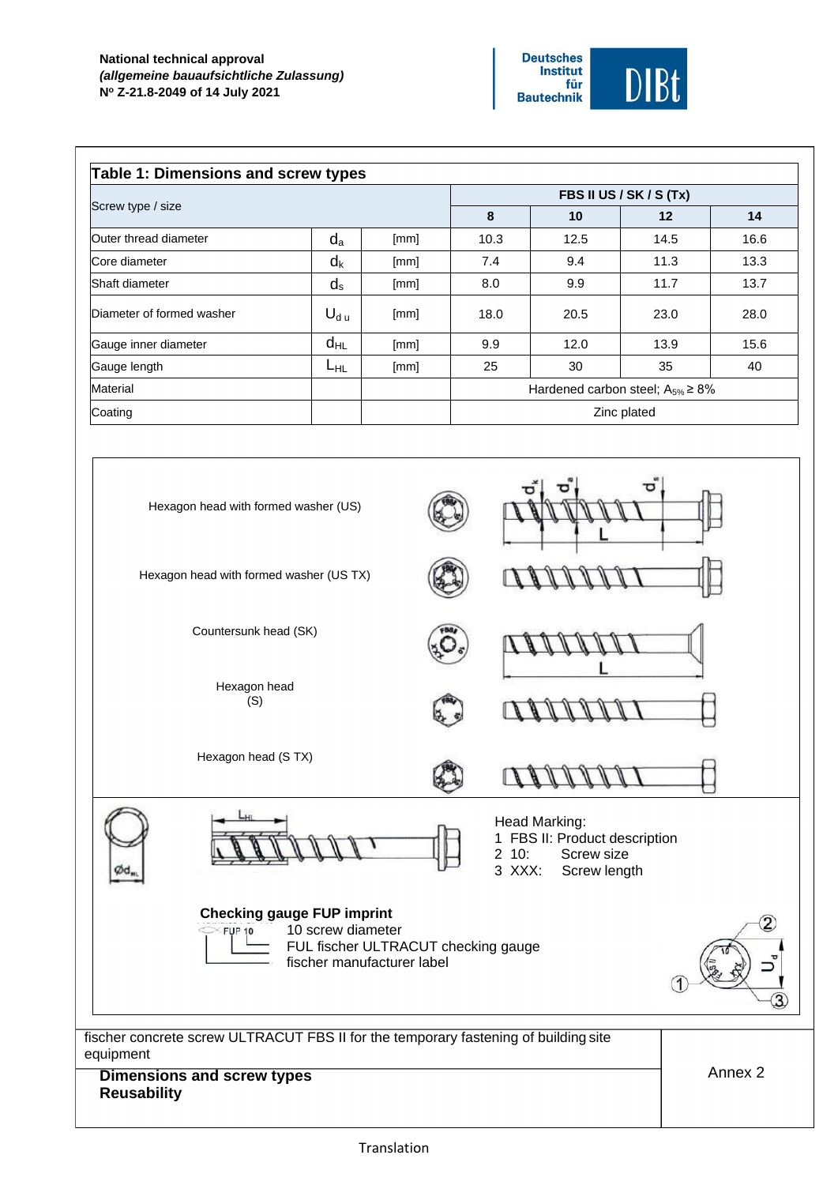**National technical approval**
***(allgemeine bauaufsichtliche Zulassung)***
**Nº Z-21.8-2049 of 14 July 2021**

Deutsches Institut für Bautechnik DIBt

**Table 1: Dimensions and screw types**

| Screw type / size | | | FBS II US / SK / S (Tx) | | | |
|---|---|---|---|---|---|---|
| | | | **8** | **10** | **12** | **14** |
| Outer thread diameter | $d_a$ | [mm] | 10.3 | 12.5 | 14.5 | 16.6 |
| Core diameter | $d_k$ | [mm] | 7.4 | 9.4 | 11.3 | 13.3 |
| Shaft diameter | $d_s$ | [mm] | 8.0 | 9.9 | 11.7 | 13.7 |
| Diameter of formed washer | $U_{d\,u}$ | [mm] | 18.0 | 20.5 | 23.0 | 28.0 |
| Gauge inner diameter | $d_{HL}$ | [mm] | 9.9 | 12.0 | 13.9 | 15.6 |
| Gauge length | $L_{HL}$ | [mm] | 25 | 30 | 35 | 40 |
| Material | | | Hardened carbon steel; $A_{5\%} \geq 8\%$ | | | |
| Coating | | | Zinc plated | | | |

Hexagon head with formed washer (US)

Hexagon head with formed washer (US TX)

Countersunk head (SK)

Hexagon head (S)

Hexagon head (S TX)

Head Marking:
1 FBS II: Product description
2 10: Screw size
3 XXX: Screw length

**Checking gauge FUP imprint**
FUP 10
10 screw diameter
FUL fischer ULTRACUT checking gauge
fischer manufacturer label

fischer concrete screw ULTRACUT FBS II for the temporary fastening of building site equipment

**Dimensions and screw types**
**Reusability**

Annex 2

Translation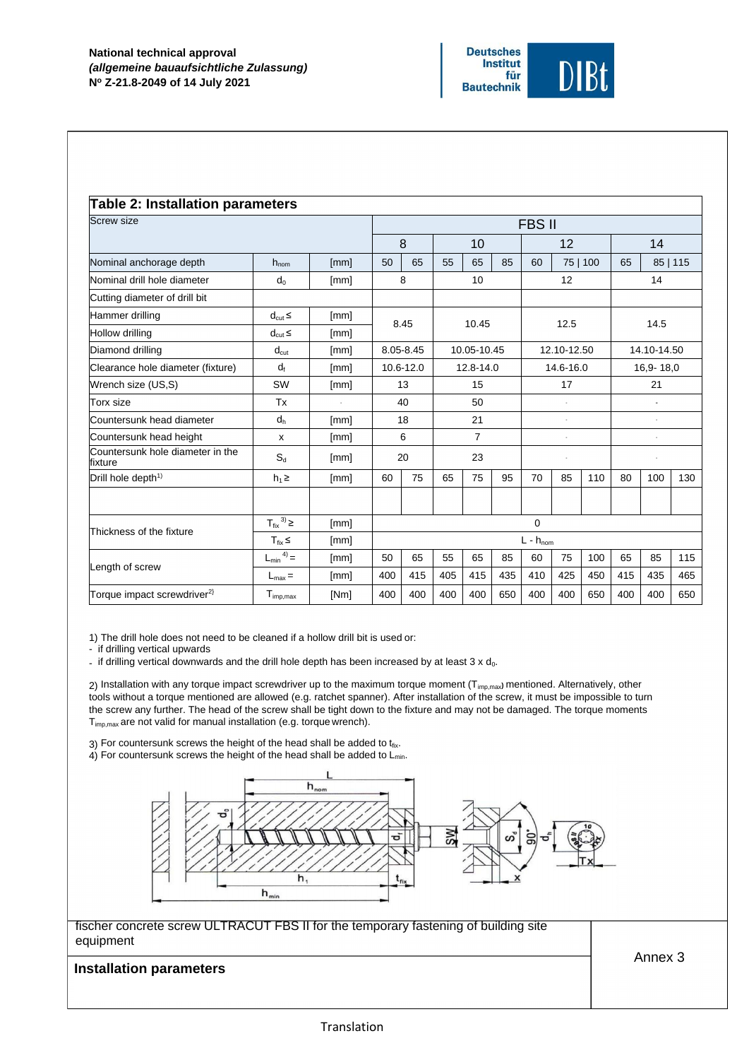## Table 2: Installation parameters

| Screw size | | | FBS II | | | | | | | | | | |
|---|---|---|---|---|---|---|---|---|---|---|---|---|---|
| | | | 8 | | 10 | | | 12 | | | 14 | | |
| Nominal anchorage depth | $h_{nom}$ | [mm] | 50 | 65 | 55 | 65 | 85 | 60 | 75 \| 100 | | 65 | 85 \| 115 | |
| Nominal drill hole diameter | $d_0$ | [mm] | 8 | | 10 | | | 12 | | | 14 | | |
| Cutting diameter of drill bit | | | | | | | | | | | | | |
| Hammer drilling | $d_{cut} \leq$ | [mm] | 8.45 | | 10.45 | | | 12.5 | | | 14.5 | | |
| Hollow drilling | $d_{cut} \leq$ | [mm] | | | | | | | | | | | |
| Diamond drilling | $d_{cut}$ | [mm] | 8.05-8.45 | | 10.05-10.45 | | | 12.10-12.50 | | | 14.10-14.50 | | |
| Clearance hole diameter (fixture) | $d_f$ | [mm] | 10.6-12.0 | | 12.8-14.0 | | | 14.6-16.0 | | | 16,9- 18,0 | | |
| Wrench size (US,S) | SW | [mm] | 13 | | 15 | | | 17 | | | 21 | | |
| Torx size | Tx | - | 40 | | 50 | | | - | | | - | | |
| Countersunk head diameter | $d_h$ | [mm] | 18 | | 21 | | | - | | | - | | |
| Countersunk head height | x | [mm] | 6 | | 7 | | | - | | | - | | |
| Countersunk hole diameter in the fixture | $S_d$ | [mm] | 20 | | 23 | | | - | | | - | | |
| Drill hole depth[1] | $h_1 \geq$ | [mm] | 60 | 75 | 65 | 75 | 95 | 70 | 85 | 110 | 80 | 100 | 130 |
| | | | | | | | | | | | | | |
| Thickness of the fixture | $T_{fix}$ [3] $\geq$ | [mm] | 0 | | | | | | | | | | |
| | $T_{fix} \leq$ | [mm] | L - $h_{nom}$ | | | | | | | | | | |
| Length of screw | $L_{min}$ [4] = | [mm] | 50 | 65 | 55 | 65 | 85 | 60 | 75 | 100 | 65 | 85 | 115 |
| | $L_{max}$ = | [mm] | 400 | 415 | 405 | 415 | 435 | 410 | 425 | 450 | 415 | 435 | 465 |
| Torque impact screwdriver[2] | $T_{imp,max}$ | [Nm] | 400 | 400 | 400 | 400 | 650 | 400 | 400 | 650 | 400 | 400 | 650 |

1) The drill hole does not need to be cleaned if a hollow drill bit is used or:
- if drilling vertical upwards
- if drilling vertical downwards and the drill hole depth has been increased by at least 3 x $d_0$.

2) Installation with any torque impact screwdriver up to the maximum torque moment ($T_{imp,max}$) mentioned. Alternatively, other tools without a torque mentioned are allowed (e.g. ratchet spanner). After installation of the screw, it must be impossible to turn the screw any further. The head of the screw shall be tight down to the fixture and may not be damaged. The torque moments $T_{imp,max}$ are not valid for manual installation (e.g. torque wrench).

3) For countersunk screws the height of the head shall be added to $t_{fix}$.
4) For countersunk screws the height of the head shall be added to $L_{min}$.

fischer concrete screw ULTRACUT FBS II for the temporary fastening of building site equipment

**Installation parameters**

Annex 3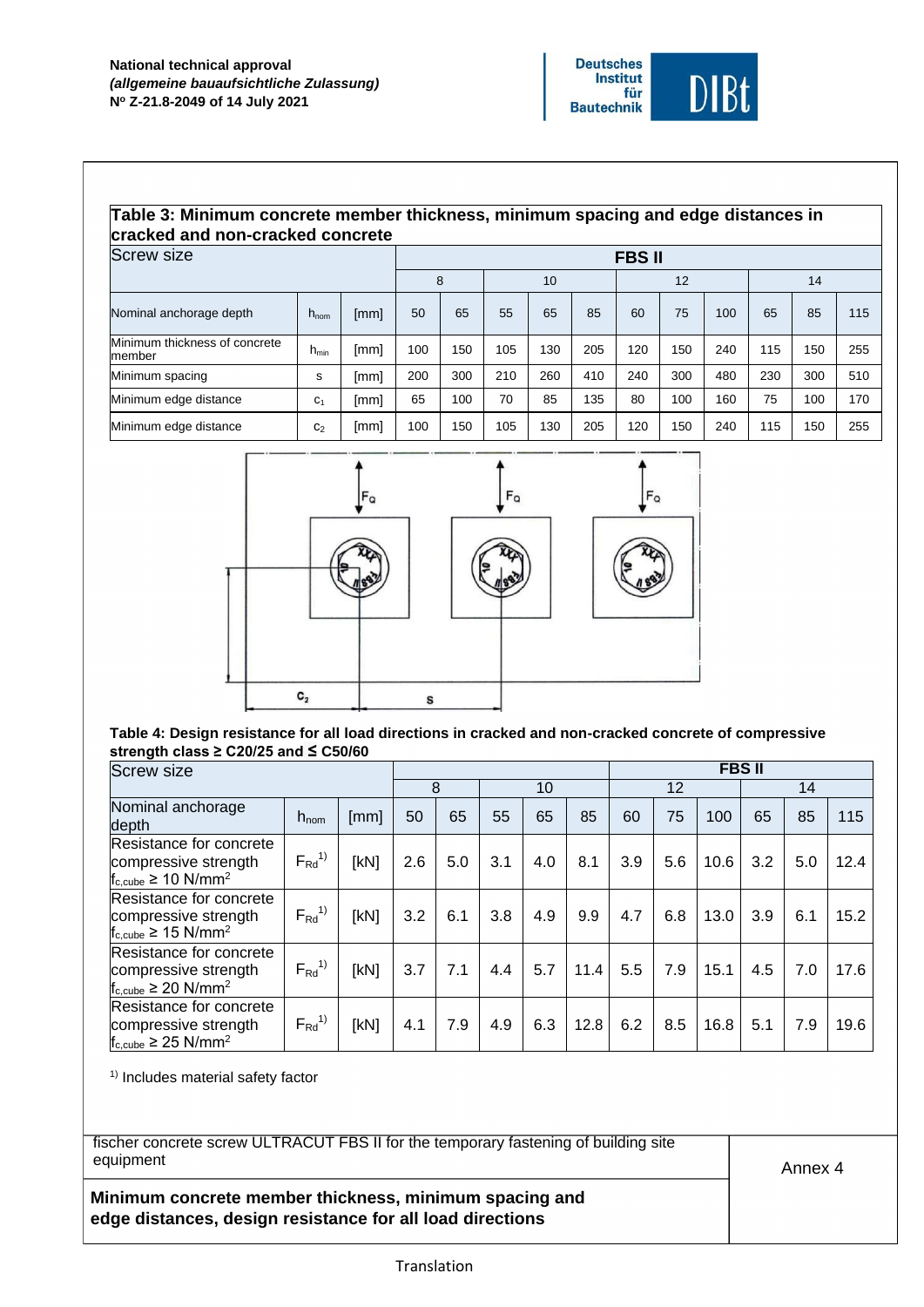**Table 3: Minimum concrete member thickness, minimum spacing and edge distances in cracked and non-cracked concrete**

| Screw size | | | FBS II | | | | | | | | | | |
|---|---|---|---|---|---|---|---|---|---|---|---|---|---|
| | | | 8 | | 10 | | | 12 | | | 14 | | |
| Nominal anchorage depth | $h_{nom}$ | [mm] | 50 | 65 | 55 | 65 | 85 | 60 | 75 | 100 | 65 | 85 | 115 |
| Minimum thickness of concrete member | $h_{min}$ | [mm] | 100 | 150 | 105 | 130 | 205 | 120 | 150 | 240 | 115 | 150 | 255 |
| Minimum spacing | s | [mm] | 200 | 300 | 210 | 260 | 410 | 240 | 300 | 480 | 230 | 300 | 510 |
| Minimum edge distance | $c_1$ | [mm] | 65 | 100 | 70 | 85 | 135 | 80 | 100 | 160 | 75 | 100 | 170 |
| Minimum edge distance | $c_2$ | [mm] | 100 | 150 | 105 | 130 | 205 | 120 | 150 | 240 | 115 | 150 | 255 |

**Table 4: Design resistance for all load directions in cracked and non-cracked concrete of compressive strength class ≥ C20/25 and ≤ C50/60**

| Screw size | | | FBS II | | | | | | | | | | |
|---|---|---|---|---|---|---|---|---|---|---|---|---|---|
| | | | 8 | | 10 | | | 12 | | | 14 | | |
| Nominal anchorage depth | $h_{nom}$ | [mm] | 50 | 65 | 55 | 65 | 85 | 60 | 75 | 100 | 65 | 85 | 115 |
| Resistance for concrete compressive strength $f_{c,cube} \geq 10$ N/mm² | $F_{Rd}$ [1)] | [kN] | 2.6 | 5.0 | 3.1 | 4.0 | 8.1 | 3.9 | 5.6 | 10.6 | 3.2 | 5.0 | 12.4 |
| Resistance for concrete compressive strength $f_{c,cube} \geq 15$ N/mm² | $F_{Rd}$ [1)] | [kN] | 3.2 | 6.1 | 3.8 | 4.9 | 9.9 | 4.7 | 6.8 | 13.0 | 3.9 | 6.1 | 15.2 |
| Resistance for concrete compressive strength $f_{c,cube} \geq 20$ N/mm² | $F_{Rd}$ [1)] | [kN] | 3.7 | 7.1 | 4.4 | 5.7 | 11.4 | 5.5 | 7.9 | 15.1 | 4.5 | 7.0 | 17.6 |
| Resistance for concrete compressive strength $f_{c,cube} \geq 25$ N/mm² | $F_{Rd}$ [1)] | [kN] | 4.1 | 7.9 | 4.9 | 6.3 | 12.8 | 6.2 | 8.5 | 16.8 | 5.1 | 7.9 | 19.6 |

[1)] Includes material safety factor

fischer concrete screw ULTRACUT FBS II for the temporary fastening of building site equipment

**Minimum concrete member thickness, minimum spacing and edge distances, design resistance for all load directions**

Annex 4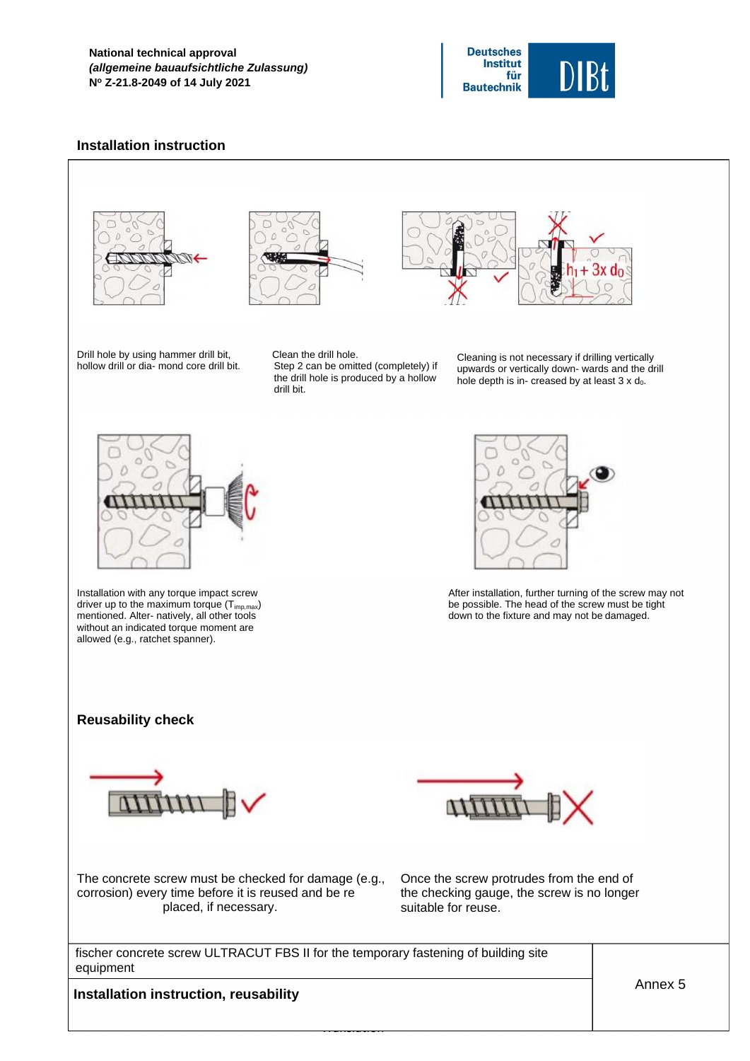National technical approval
*(allgemeine bauaufsichtliche Zulassung)*
Nº Z-21.8-2049 of 14 July 2021

## Installation instruction

$h_1 + 3x\ d_0$

Drill hole by using hammer drill bit, hollow drill or dia- mond core drill bit.

Clean the drill hole.
Step 2 can be omitted (completely) if the drill hole is produced by a hollow drill bit.

Cleaning is not necessary if drilling vertically upwards or vertically down- wards and the drill hole depth is in- creased by at least 3 x $d_0$.

Installation with any torque impact screw driver up to the maximum torque ($T_{imp,max}$) mentioned. Alter- natively, all other tools without an indicated torque moment are allowed (e.g., ratchet spanner).

After installation, further turning of the screw may not be possible. The head of the screw must be tight down to the fixture and may not be damaged.

## Reusability check

The concrete screw must be checked for damage (e.g., corrosion) every time before it is reused and be re placed, if necessary.

Once the screw protrudes from the end of the checking gauge, the screw is no longer suitable for reuse.

| | |
|---|---|
| fischer concrete screw ULTRACUT FBS II for the temporary fastening of building site equipment | Annex 5 |
| **Installation instruction, reusability** | |